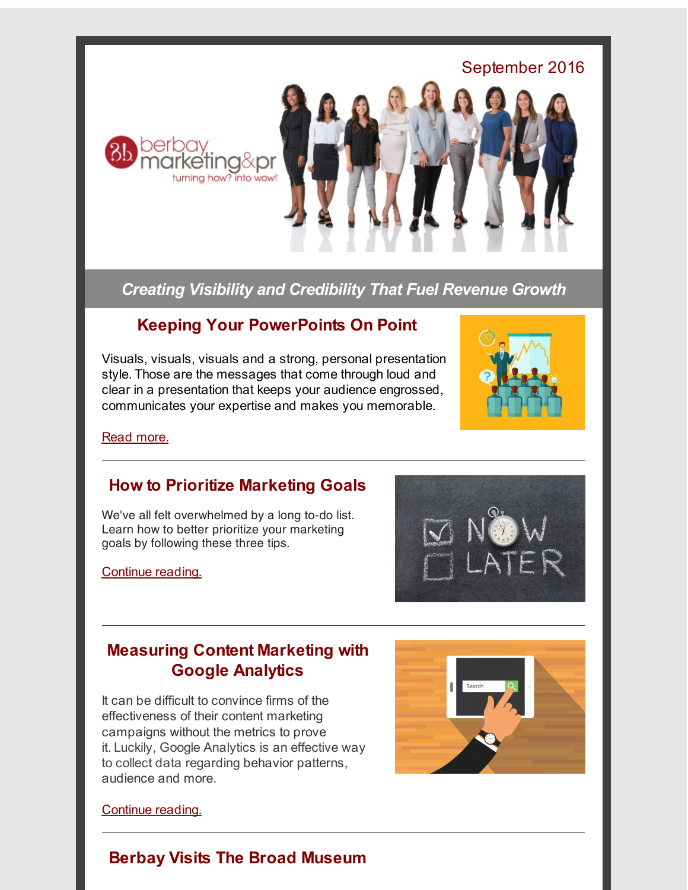September 2016

berbay marketing&pr

turning how? into wow!

***Creating Visibility and Credibility That Fuel Revenue Growth***

## Keeping Your PowerPoints On Point

Visuals, visuals, visuals and a strong, personal presentation style. Those are the messages that come through loud and clear in a presentation that keeps your audience engrossed, communicates your expertise and makes you memorable.

Read more.

---

## How to Prioritize Marketing Goals

We've all felt overwhelmed by a long to-do list. Learn how to better prioritize your marketing goals by following these three tips.

Continue reading.

---

## Measuring Content Marketing with Google Analytics

It can be difficult to convince firms of the effectiveness of their content marketing campaigns without the metrics to prove it. Luckily, Google Analytics is an effective way to collect data regarding behavior patterns, audience and more.

Continue reading.

---

## Berbay Visits The Broad Museum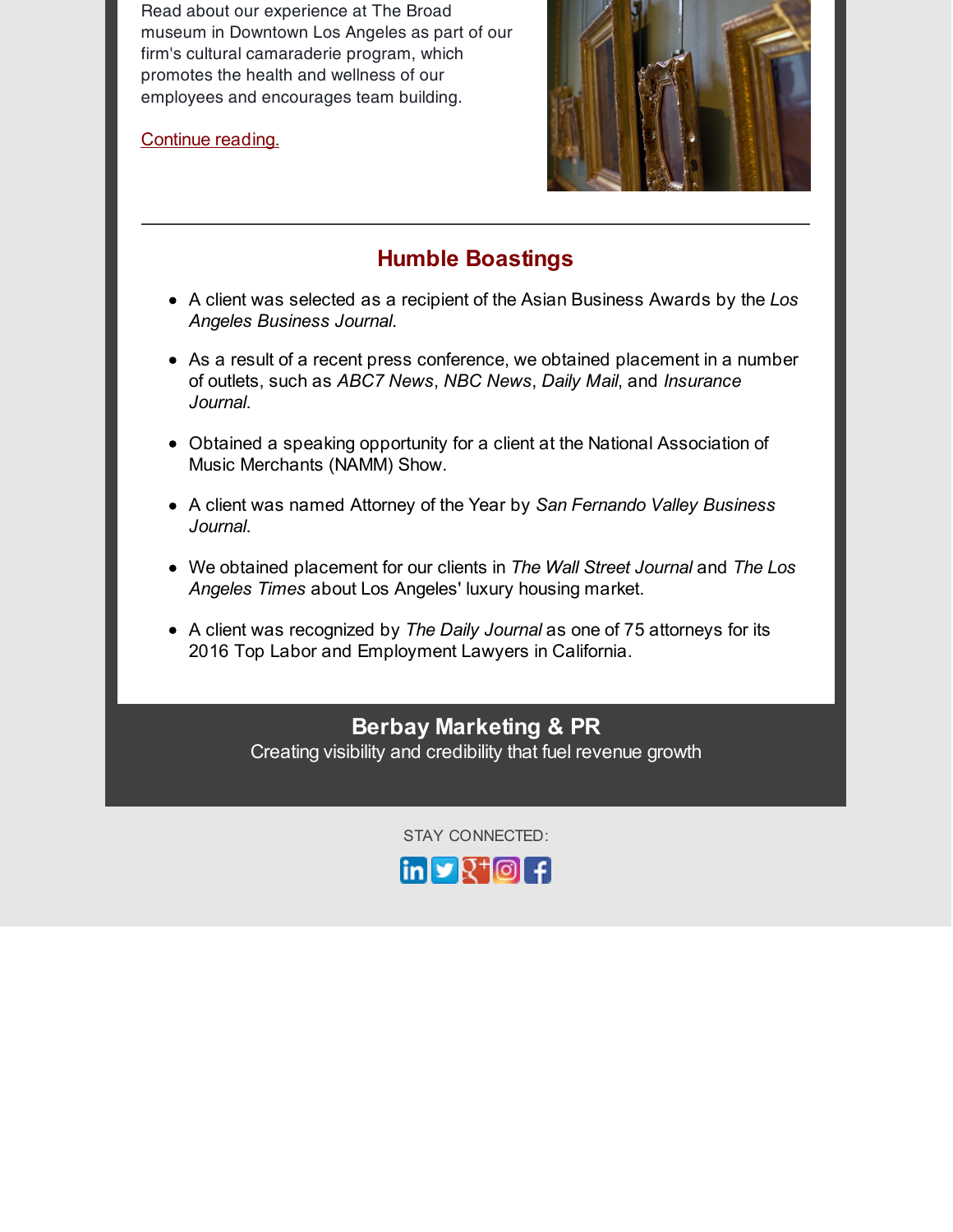Read about our experience at The Broad museum in Downtown Los Angeles as part of our firm's cultural camaraderie program, which promotes the health and wellness of our employees and encourages team building.

Continue reading.

---

## Humble Boastings

- A client was selected as a recipient of the Asian Business Awards by the *Los Angeles Business Journal*.
- As a result of a recent press conference, we obtained placement in a number of outlets, such as *ABC7 News*, *NBC News*, *Daily Mail*, and *Insurance Journal*.
- Obtained a speaking opportunity for a client at the National Association of Music Merchants (NAMM) Show.
- A client was named Attorney of the Year by *San Fernando Valley Business Journal*.
- We obtained placement for our clients in *The Wall Street Journal* and *The Los Angeles Times* about Los Angeles' luxury housing market.
- A client was recognized by *The Daily Journal* as one of 75 attorneys for its 2016 Top Labor and Employment Lawyers in California.

**Berbay Marketing & PR**

Creating visibility and credibility that fuel revenue growth

STAY CONNECTED: